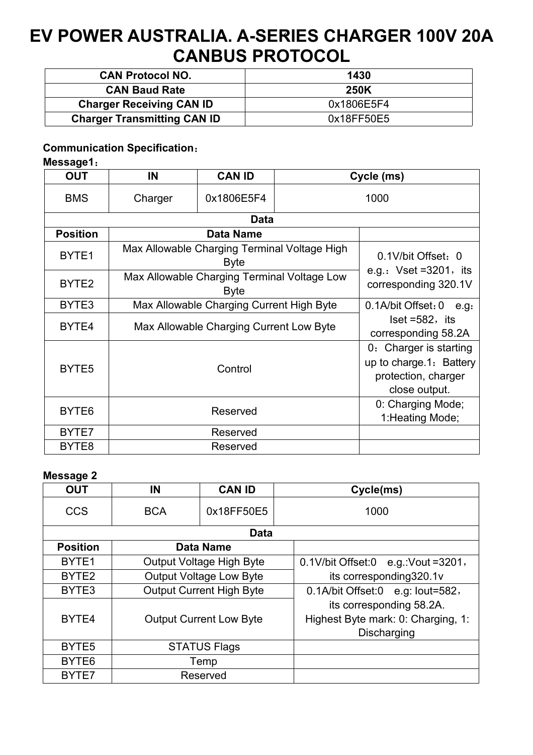# EV POWER AUSTRALIA. A-SERIES CHARGER 100V 20A CANBUS PROTOCOL

| CAN Protocol NO. | 1430 |
|---|---|
| CAN Baud Rate | 250K |
| Charger Receiving CAN ID | 0x1806E5F4 |
| Charger Transmitting CAN ID | 0x18FF50E5 |

**Communication Specification：**

**Message1：**

| OUT | IN | CAN ID | Cycle (ms) |
|---|---|---|---|
| BMS | Charger | 0x1806E5F4 | 1000 |

| Data | | |
|---|---|---|
| **Position** | **Data Name** | |
| BYTE1 | Max Allowable Charging Terminal Voltage High Byte | 0.1V/bit Offset：0 e.g.：Vset =3201，its corresponding 320.1V |
| BYTE2 | Max Allowable Charging Terminal Voltage Low Byte | |
| BYTE3 | Max Allowable Charging Current High Byte | 0.1A/bit Offset：0 e.g：Iset =582，its corresponding 58.2A |
| BYTE4 | Max Allowable Charging Current Low Byte | |
| BYTE5 | Control | 0：Charger is starting up to charge.1：Battery protection, charger close output. |
| BYTE6 | Reserved | 0: Charging Mode; 1:Heating Mode; |
| BYTE7 | Reserved | |
| BYTE8 | Reserved | |

**Message 2**

| OUT | IN | CAN ID | Cycle(ms) |
|---|---|---|---|
| CCS | BCA | 0x18FF50E5 | 1000 |

| Data | | |
|---|---|---|
| **Position** | **Data Name** | |
| BYTE1 | Output Voltage High Byte | 0.1V/bit Offset:0 e.g.:Vout =3201，its corresponding320.1v |
| BYTE2 | Output Voltage Low Byte | |
| BYTE3 | Output Current High Byte | 0.1A/bit Offset:0 e.g: Iout=582，its corresponding 58.2A. Highest Byte mark: 0: Charging, 1: Discharging |
| BYTE4 | Output Current Low Byte | |
| BYTE5 | STATUS Flags | |
| BYTE6 | Temp | |
| BYTE7 | Reserved | |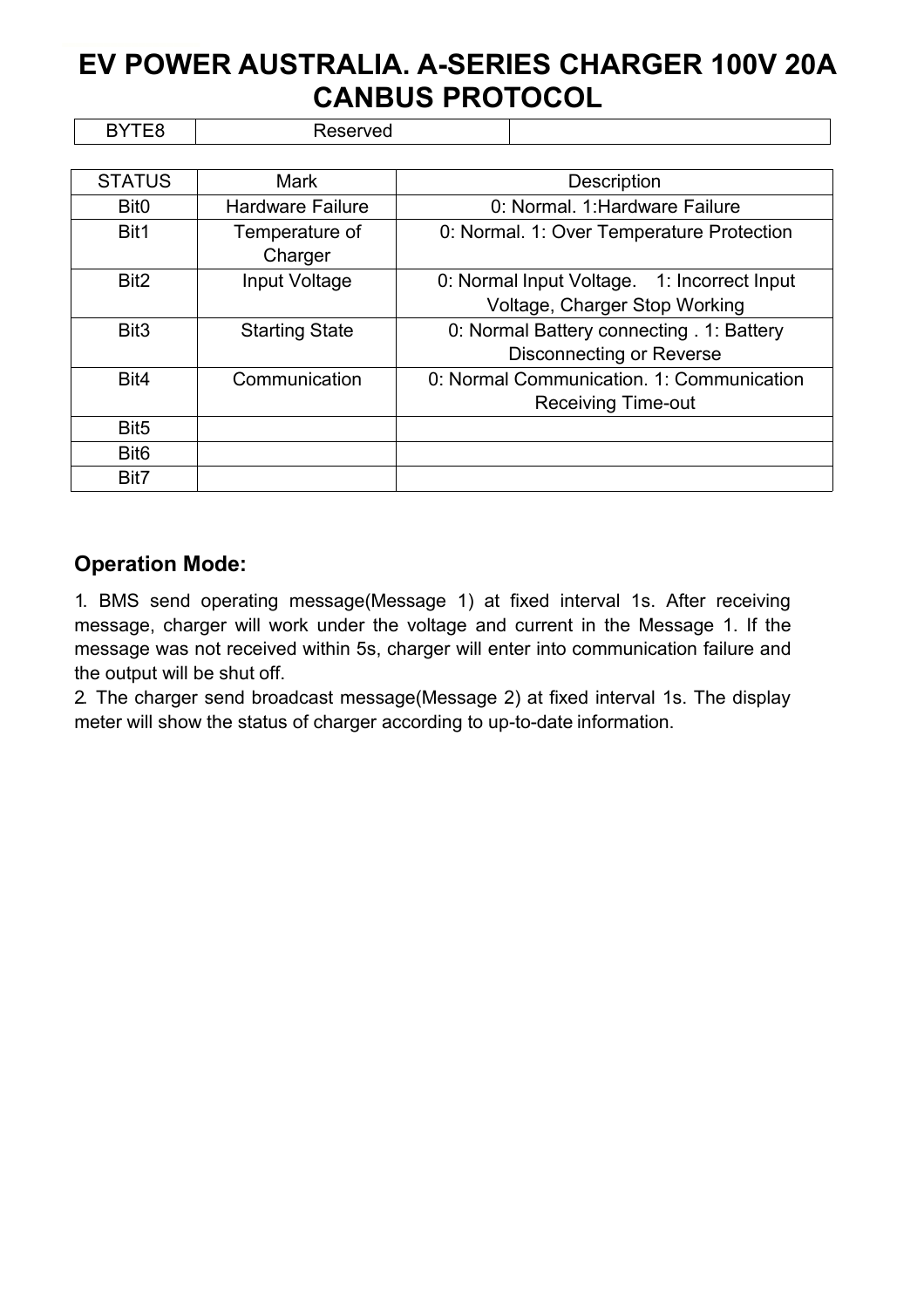# EV POWER AUSTRALIA. A-SERIES CHARGER 100V 20A CANBUS PROTOCOL

| | | |
|---|---|---|
| BYTE8 | Reserved | |

| STATUS | Mark | Description |
|---|---|---|
| Bit0 | Hardware Failure | 0: Normal. 1:Hardware Failure |
| Bit1 | Temperature of Charger | 0: Normal. 1: Over Temperature Protection |
| Bit2 | Input Voltage | 0: Normal Input Voltage. 1: Incorrect Input Voltage, Charger Stop Working |
| Bit3 | Starting State | 0: Normal Battery connecting . 1: Battery Disconnecting or Reverse |
| Bit4 | Communication | 0: Normal Communication. 1: Communication Receiving Time-out |
| Bit5 | | |
| Bit6 | | |
| Bit7 | | |

### Operation Mode:

1. BMS send operating message(Message 1) at fixed interval 1s. After receiving message, charger will work under the voltage and current in the Message 1. If the message was not received within 5s, charger will enter into communication failure and the output will be shut off.
2. The charger send broadcast message(Message 2) at fixed interval 1s. The display meter will show the status of charger according to up-to-date information.